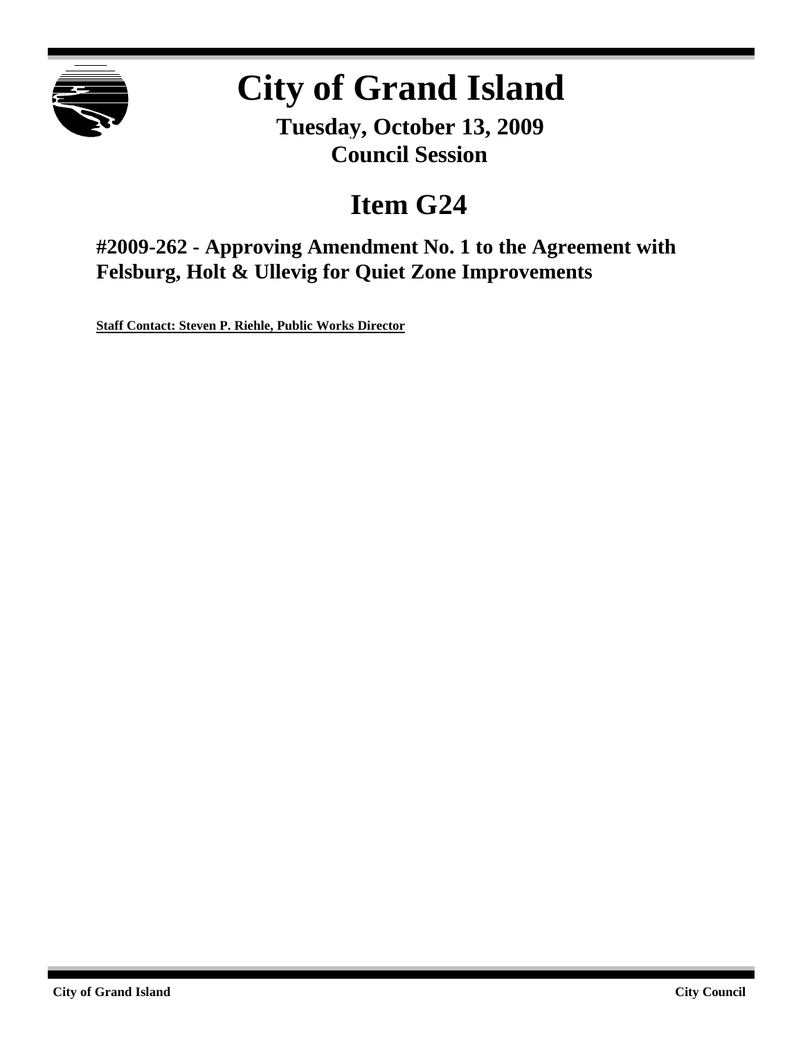# City of Grand Island

**Tuesday, October 13, 2009**
**Council Session**

## Item G24

### #2009-262 - Approving Amendment No. 1 to the Agreement with Felsburg, Holt & Ullevig for Quiet Zone Improvements

**Staff Contact: Steven P. Riehle, Public Works Director**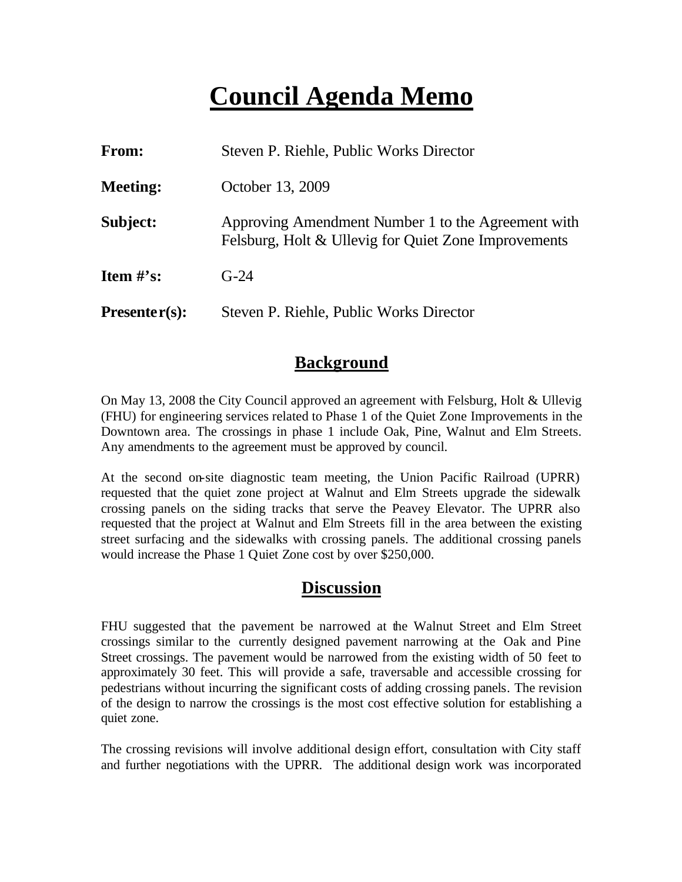# Council Agenda Memo

**From:** Steven P. Riehle, Public Works Director

**Meeting:** October 13, 2009

**Subject:** Approving Amendment Number 1 to the Agreement with Felsburg, Holt & Ullevig for Quiet Zone Improvements

**Item #'s:** G-24

**Presenter(s):** Steven P. Riehle, Public Works Director

## Background

On May 13, 2008 the City Council approved an agreement with Felsburg, Holt & Ullevig (FHU) for engineering services related to Phase 1 of the Quiet Zone Improvements in the Downtown area. The crossings in phase 1 include Oak, Pine, Walnut and Elm Streets. Any amendments to the agreement must be approved by council.

At the second on-site diagnostic team meeting, the Union Pacific Railroad (UPRR) requested that the quiet zone project at Walnut and Elm Streets upgrade the sidewalk crossing panels on the siding tracks that serve the Peavey Elevator. The UPRR also requested that the project at Walnut and Elm Streets fill in the area between the existing street surfacing and the sidewalks with crossing panels. The additional crossing panels would increase the Phase 1 Quiet Zone cost by over $250,000.

## Discussion

FHU suggested that the pavement be narrowed at the Walnut Street and Elm Street crossings similar to the currently designed pavement narrowing at the Oak and Pine Street crossings. The pavement would be narrowed from the existing width of 50 feet to approximately 30 feet. This will provide a safe, traversable and accessible crossing for pedestrians without incurring the significant costs of adding crossing panels. The revision of the design to narrow the crossings is the most cost effective solution for establishing a quiet zone.

The crossing revisions will involve additional design effort, consultation with City staff and further negotiations with the UPRR. The additional design work was incorporated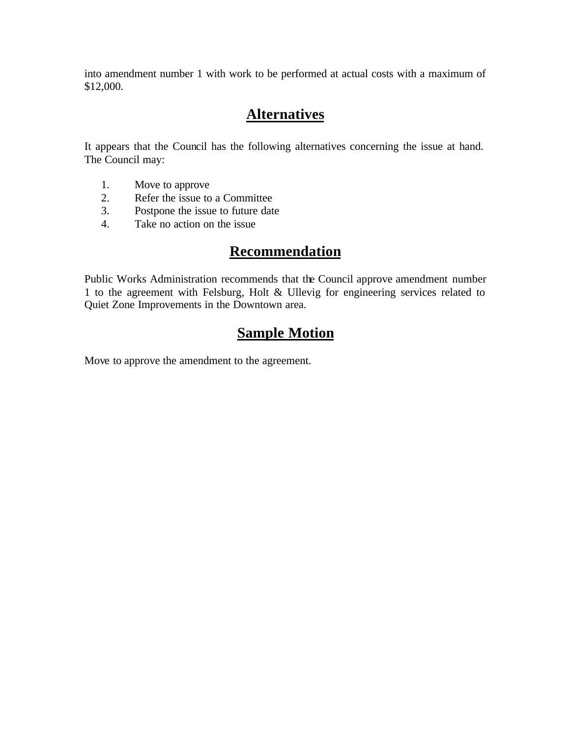into amendment number 1 with work to be performed at actual costs with a maximum of $12,000.

## Alternatives

It appears that the Council has the following alternatives concerning the issue at hand. The Council may:

1. Move to approve
2. Refer the issue to a Committee
3. Postpone the issue to future date
4. Take no action on the issue

## Recommendation

Public Works Administration recommends that the Council approve amendment number 1 to the agreement with Felsburg, Holt & Ullevig for engineering services related to Quiet Zone Improvements in the Downtown area.

## Sample Motion

Move to approve the amendment to the agreement.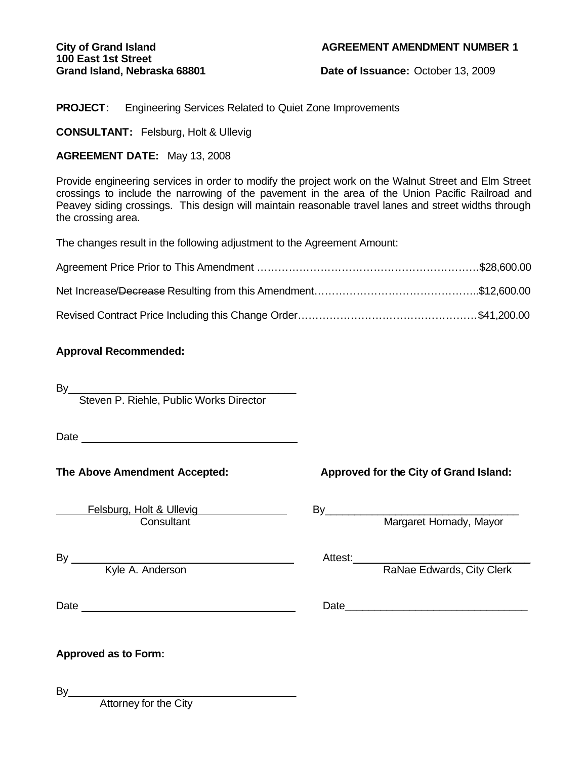**City of Grand Island**
**100 East 1st Street**
**Grand Island, Nebraska 68801**

**AGREEMENT AMENDMENT NUMBER 1**

**Date of Issuance:** October 13, 2009

**PROJECT**: Engineering Services Related to Quiet Zone Improvements

**CONSULTANT:** Felsburg, Holt & Ullevig

**AGREEMENT DATE:** May 13, 2008

Provide engineering services in order to modify the project work on the Walnut Street and Elm Street crossings to include the narrowing of the pavement in the area of the Union Pacific Railroad and Peavey siding crossings. This design will maintain reasonable travel lanes and street widths through the crossing area.

The changes result in the following adjustment to the Agreement Amount:

Agreement Price Prior to This Amendment ……………………………………………………….$28,600.00

Net Increase/~~Decrease~~ Resulting from this Amendment………………………………………..$12,600.00

Revised Contract Price Including this Change Order……………………………………………$41,200.00

**Approval Recommended:**

By______________________________________
Steven P. Riehle, Public Works Director

Date ____________________________________

**The Above Amendment Accepted:**

Felsburg, Holt & Ullevig
Consultant

By ______________________________________
Kyle A. Anderson

Date ____________________________________

**Approved for the City of Grand Island:**

By________________________________
Margaret Hornady, Mayor

Attest:_____________________________
RaNae Edwards, City Clerk

Date______________________________

**Approved as to Form:**

By______________________________________
Attorney for the City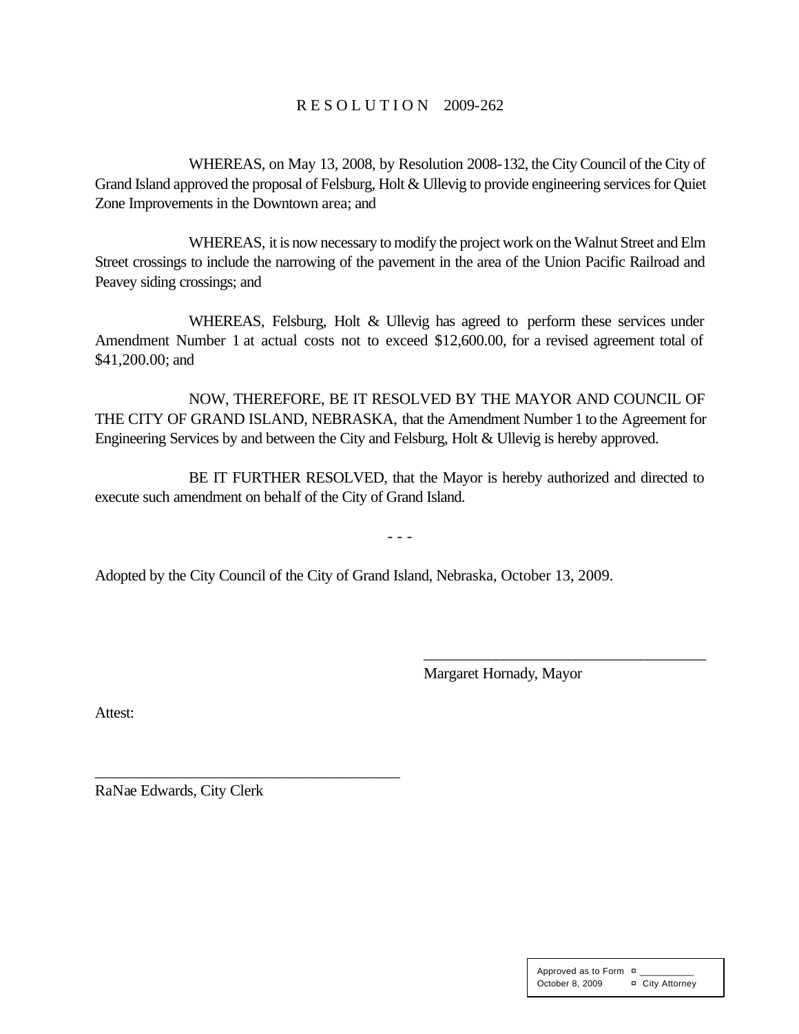# R E S O L U T I O N 2009-262

WHEREAS, on May 13, 2008, by Resolution 2008-132, the City Council of the City of Grand Island approved the proposal of Felsburg, Holt & Ullevig to provide engineering services for Quiet Zone Improvements in the Downtown area; and

WHEREAS, it is now necessary to modify the project work on the Walnut Street and Elm Street crossings to include the narrowing of the pavement in the area of the Union Pacific Railroad and Peavey siding crossings; and

WHEREAS, Felsburg, Holt & Ullevig has agreed to perform these services under Amendment Number 1 at actual costs not to exceed $12,600.00, for a revised agreement total of $41,200.00; and

NOW, THEREFORE, BE IT RESOLVED BY THE MAYOR AND COUNCIL OF THE CITY OF GRAND ISLAND, NEBRASKA, that the Amendment Number 1 to the Agreement for Engineering Services by and between the City and Felsburg, Holt & Ullevig is hereby approved.

BE IT FURTHER RESOLVED, that the Mayor is hereby authorized and directed to execute such amendment on behalf of the City of Grand Island.

- - -

Adopted by the City Council of the City of Grand Island, Nebraska, October 13, 2009.

_______________________________________
Margaret Hornady, Mayor

Attest:

_______________________________________
RaNae Edwards, City Clerk

Approved as to Form ¤ ___________
October 8, 2009 ¤ City Attorney